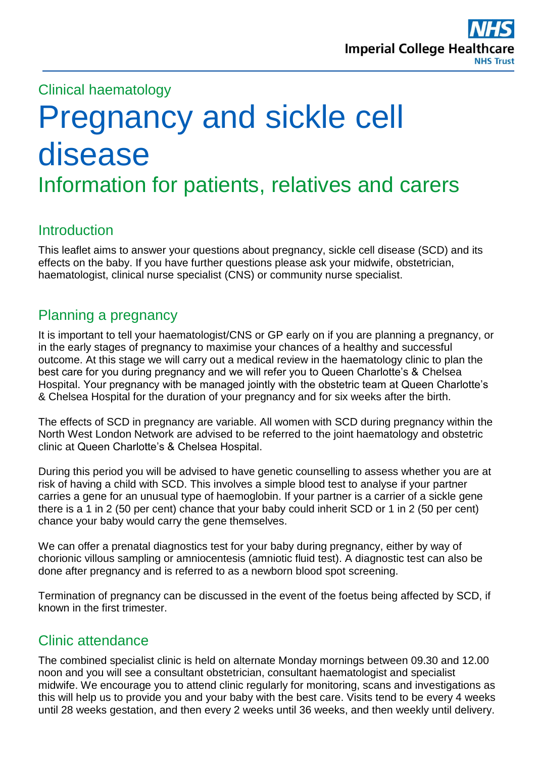Clinical haematology

# Pregnancy and sickle cell disease

## Information for patients, relatives and carers

### Introduction

This leaflet aims to answer your questions about pregnancy, sickle cell disease (SCD) and its effects on the baby. If you have further questions please ask your midwife, obstetrician, haematologist, clinical nurse specialist (CNS) or community nurse specialist.

### Planning a pregnancy

It is important to tell your haematologist/CNS or GP early on if you are planning a pregnancy, or in the early stages of pregnancy to maximise your chances of a healthy and successful outcome. At this stage we will carry out a medical review in the haematology clinic to plan the best care for you during pregnancy and we will refer you to Queen Charlotte's & Chelsea Hospital. Your pregnancy with be managed jointly with the obstetric team at Queen Charlotte's & Chelsea Hospital for the duration of your pregnancy and for six weeks after the birth.

The effects of SCD in pregnancy are variable. All women with SCD during pregnancy within the North West London Network are advised to be referred to the joint haematology and obstetric clinic at Queen Charlotte's & Chelsea Hospital.

During this period you will be advised to have genetic counselling to assess whether you are at risk of having a child with SCD. This involves a simple blood test to analyse if your partner carries a gene for an unusual type of haemoglobin. If your partner is a carrier of a sickle gene there is a 1 in 2 (50 per cent) chance that your baby could inherit SCD or 1 in 2 (50 per cent) chance your baby would carry the gene themselves.

We can offer a prenatal diagnostics test for your baby during pregnancy, either by way of chorionic villous sampling or amniocentesis (amniotic fluid test). A diagnostic test can also be done after pregnancy and is referred to as a newborn blood spot screening.

Termination of pregnancy can be discussed in the event of the foetus being affected by SCD, if known in the first trimester.

### Clinic attendance

The combined specialist clinic is held on alternate Monday mornings between 09.30 and 12.00 noon and you will see a consultant obstetrician, consultant haematologist and specialist midwife. We encourage you to attend clinic regularly for monitoring, scans and investigations as this will help us to provide you and your baby with the best care. Visits tend to be every 4 weeks until 28 weeks gestation, and then every 2 weeks until 36 weeks, and then weekly until delivery.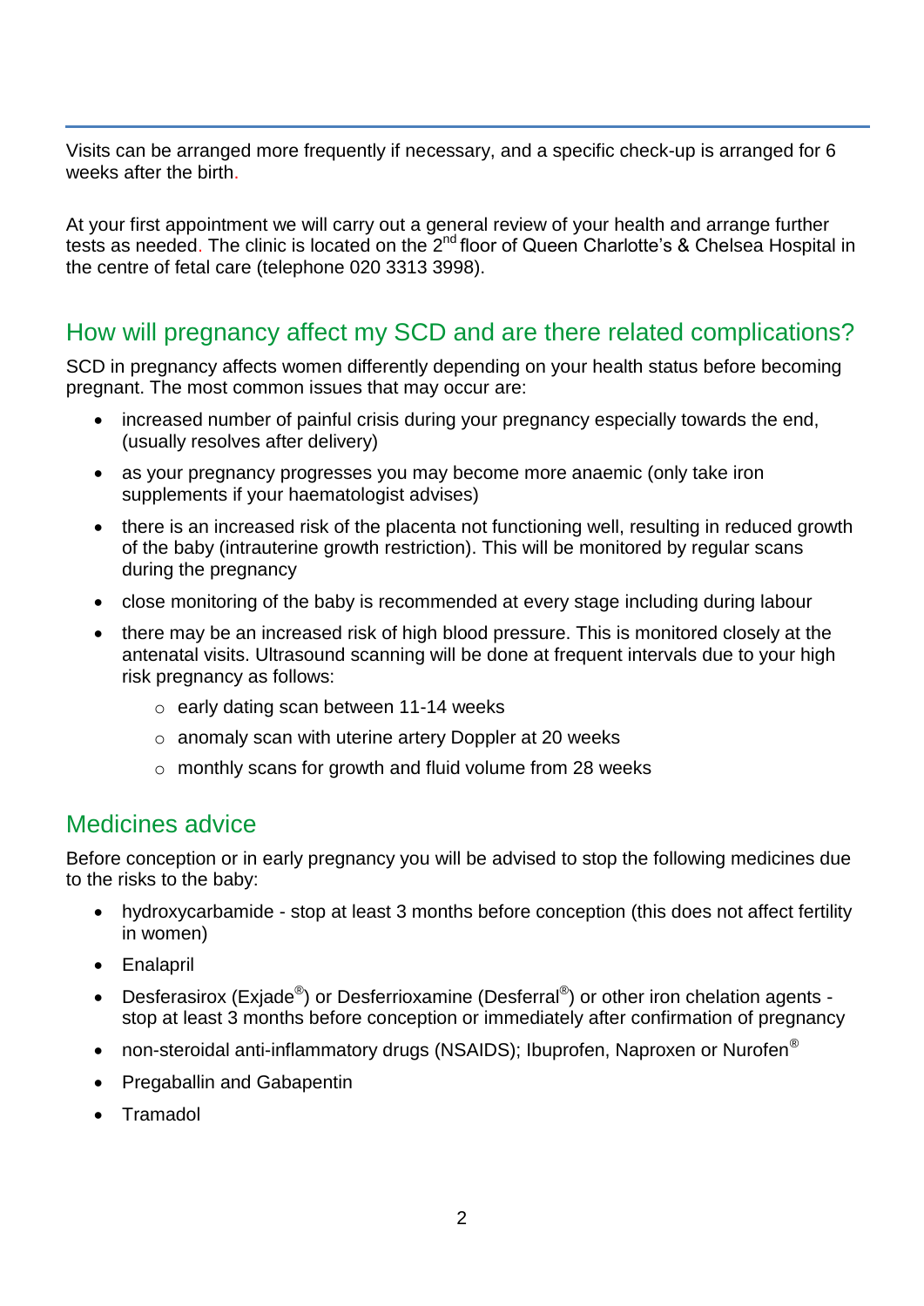Visits can be arranged more frequently if necessary, and a specific check-up is arranged for 6 weeks after the birth.

At your first appointment we will carry out a general review of your health and arrange further tests as needed. The clinic is located on the 2nd floor of Queen Charlotte's & Chelsea Hospital in the centre of fetal care (telephone 020 3313 3998).

## How will pregnancy affect my SCD and are there related complications?

SCD in pregnancy affects women differently depending on your health status before becoming pregnant. The most common issues that may occur are:

- increased number of painful crisis during your pregnancy especially towards the end, (usually resolves after delivery)
- as your pregnancy progresses you may become more anaemic (only take iron supplements if your haematologist advises)
- there is an increased risk of the placenta not functioning well, resulting in reduced growth of the baby (intrauterine growth restriction). This will be monitored by regular scans during the pregnancy
- close monitoring of the baby is recommended at every stage including during labour
- there may be an increased risk of high blood pressure. This is monitored closely at the antenatal visits. Ultrasound scanning will be done at frequent intervals due to your high risk pregnancy as follows:
    - early dating scan between 11-14 weeks
    - anomaly scan with uterine artery Doppler at 20 weeks
    - monthly scans for growth and fluid volume from 28 weeks

## Medicines advice

Before conception or in early pregnancy you will be advised to stop the following medicines due to the risks to the baby:

- hydroxycarbamide - stop at least 3 months before conception (this does not affect fertility in women)
- Enalapril
- Desferasirox (Exjade®) or Desferrioxamine (Desferral®) or other iron chelation agents - stop at least 3 months before conception or immediately after confirmation of pregnancy
- non-steroidal anti-inflammatory drugs (NSAIDS); Ibuprofen, Naproxen or Nurofen®
- Pregaballin and Gabapentin
- Tramadol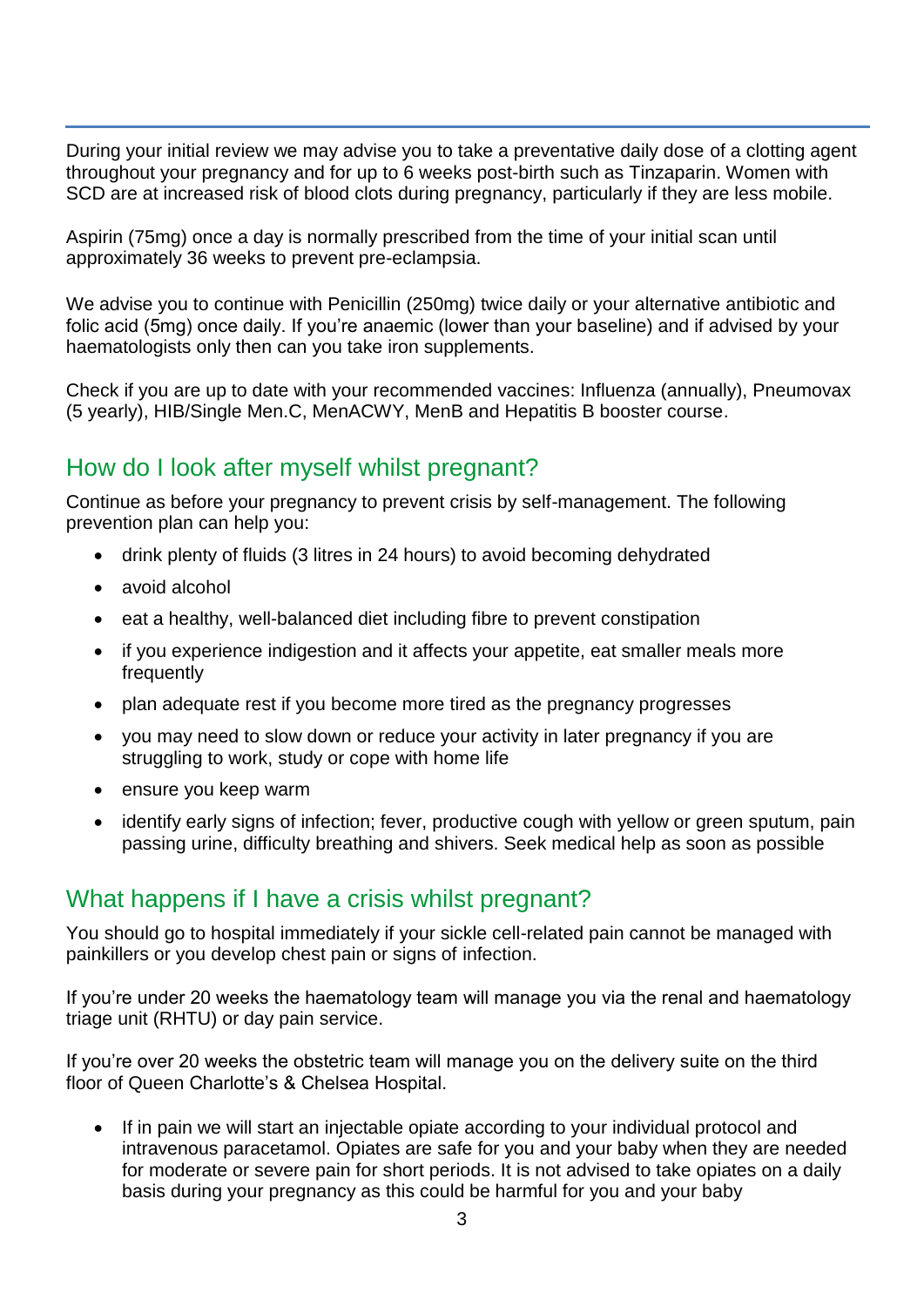During your initial review we may advise you to take a preventative daily dose of a clotting agent throughout your pregnancy and for up to 6 weeks post-birth such as Tinzaparin. Women with SCD are at increased risk of blood clots during pregnancy, particularly if they are less mobile.

Aspirin (75mg) once a day is normally prescribed from the time of your initial scan until approximately 36 weeks to prevent pre-eclampsia.

We advise you to continue with Penicillin (250mg) twice daily or your alternative antibiotic and folic acid (5mg) once daily. If you're anaemic (lower than your baseline) and if advised by your haematologists only then can you take iron supplements.

Check if you are up to date with your recommended vaccines: Influenza (annually), Pneumovax (5 yearly), HIB/Single Men.C, MenACWY, MenB and Hepatitis B booster course.

## How do I look after myself whilst pregnant?

Continue as before your pregnancy to prevent crisis by self-management. The following prevention plan can help you:

- drink plenty of fluids (3 litres in 24 hours) to avoid becoming dehydrated
- avoid alcohol
- eat a healthy, well-balanced diet including fibre to prevent constipation
- if you experience indigestion and it affects your appetite, eat smaller meals more frequently
- plan adequate rest if you become more tired as the pregnancy progresses
- you may need to slow down or reduce your activity in later pregnancy if you are struggling to work, study or cope with home life
- ensure you keep warm
- identify early signs of infection; fever, productive cough with yellow or green sputum, pain passing urine, difficulty breathing and shivers. Seek medical help as soon as possible

## What happens if I have a crisis whilst pregnant?

You should go to hospital immediately if your sickle cell-related pain cannot be managed with painkillers or you develop chest pain or signs of infection.

If you're under 20 weeks the haematology team will manage you via the renal and haematology triage unit (RHTU) or day pain service.

If you're over 20 weeks the obstetric team will manage you on the delivery suite on the third floor of Queen Charlotte's & Chelsea Hospital.

- If in pain we will start an injectable opiate according to your individual protocol and intravenous paracetamol. Opiates are safe for you and your baby when they are needed for moderate or severe pain for short periods. It is not advised to take opiates on a daily basis during your pregnancy as this could be harmful for you and your baby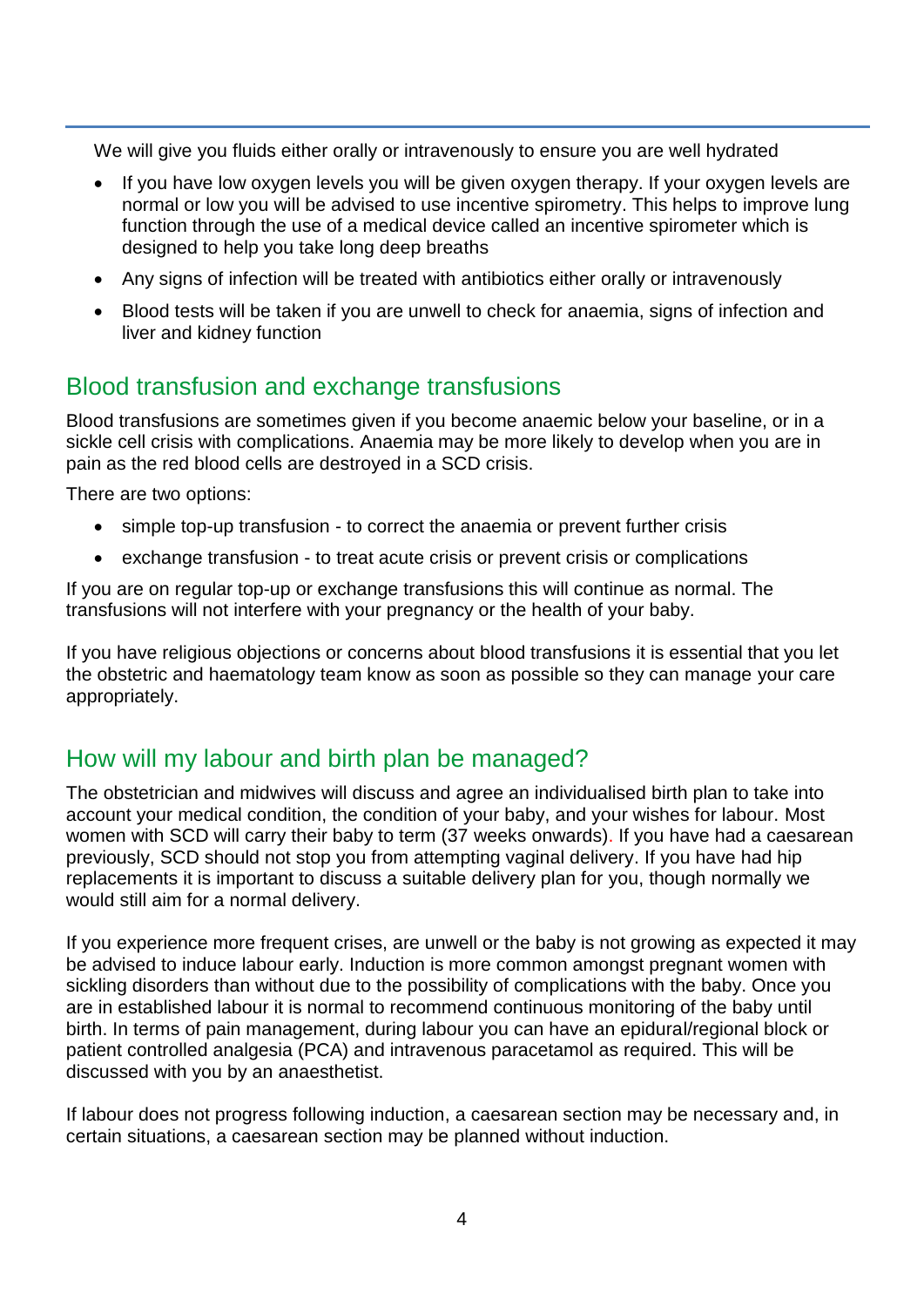We will give you fluids either orally or intravenously to ensure you are well hydrated

- If you have low oxygen levels you will be given oxygen therapy. If your oxygen levels are normal or low you will be advised to use incentive spirometry. This helps to improve lung function through the use of a medical device called an incentive spirometer which is designed to help you take long deep breaths
- Any signs of infection will be treated with antibiotics either orally or intravenously
- Blood tests will be taken if you are unwell to check for anaemia, signs of infection and liver and kidney function

## Blood transfusion and exchange transfusions

Blood transfusions are sometimes given if you become anaemic below your baseline, or in a sickle cell crisis with complications. Anaemia may be more likely to develop when you are in pain as the red blood cells are destroyed in a SCD crisis.

There are two options:

- simple top-up transfusion - to correct the anaemia or prevent further crisis
- exchange transfusion - to treat acute crisis or prevent crisis or complications

If you are on regular top-up or exchange transfusions this will continue as normal. The transfusions will not interfere with your pregnancy or the health of your baby.

If you have religious objections or concerns about blood transfusions it is essential that you let the obstetric and haematology team know as soon as possible so they can manage your care appropriately.

## How will my labour and birth plan be managed?

The obstetrician and midwives will discuss and agree an individualised birth plan to take into account your medical condition, the condition of your baby, and your wishes for labour. Most women with SCD will carry their baby to term (37 weeks onwards). If you have had a caesarean previously, SCD should not stop you from attempting vaginal delivery. If you have had hip replacements it is important to discuss a suitable delivery plan for you, though normally we would still aim for a normal delivery.

If you experience more frequent crises, are unwell or the baby is not growing as expected it may be advised to induce labour early. Induction is more common amongst pregnant women with sickling disorders than without due to the possibility of complications with the baby. Once you are in established labour it is normal to recommend continuous monitoring of the baby until birth. In terms of pain management, during labour you can have an epidural/regional block or patient controlled analgesia (PCA) and intravenous paracetamol as required. This will be discussed with you by an anaesthetist.

If labour does not progress following induction, a caesarean section may be necessary and, in certain situations, a caesarean section may be planned without induction.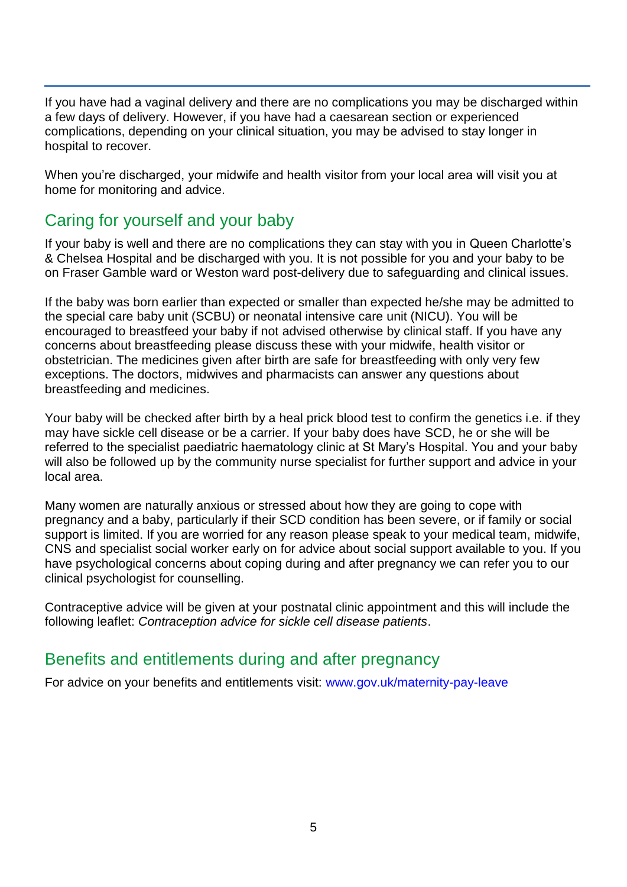If you have had a vaginal delivery and there are no complications you may be discharged within a few days of delivery. However, if you have had a caesarean section or experienced complications, depending on your clinical situation, you may be advised to stay longer in hospital to recover.

When you're discharged, your midwife and health visitor from your local area will visit you at home for monitoring and advice.

## Caring for yourself and your baby

If your baby is well and there are no complications they can stay with you in Queen Charlotte's & Chelsea Hospital and be discharged with you. It is not possible for you and your baby to be on Fraser Gamble ward or Weston ward post-delivery due to safeguarding and clinical issues.

If the baby was born earlier than expected or smaller than expected he/she may be admitted to the special care baby unit (SCBU) or neonatal intensive care unit (NICU). You will be encouraged to breastfeed your baby if not advised otherwise by clinical staff. If you have any concerns about breastfeeding please discuss these with your midwife, health visitor or obstetrician. The medicines given after birth are safe for breastfeeding with only very few exceptions. The doctors, midwives and pharmacists can answer any questions about breastfeeding and medicines.

Your baby will be checked after birth by a heal prick blood test to confirm the genetics i.e. if they may have sickle cell disease or be a carrier. If your baby does have SCD, he or she will be referred to the specialist paediatric haematology clinic at St Mary's Hospital. You and your baby will also be followed up by the community nurse specialist for further support and advice in your local area.

Many women are naturally anxious or stressed about how they are going to cope with pregnancy and a baby, particularly if their SCD condition has been severe, or if family or social support is limited. If you are worried for any reason please speak to your medical team, midwife, CNS and specialist social worker early on for advice about social support available to you. If you have psychological concerns about coping during and after pregnancy we can refer you to our clinical psychologist for counselling.

Contraceptive advice will be given at your postnatal clinic appointment and this will include the following leaflet: *Contraception advice for sickle cell disease patients*.

## Benefits and entitlements during and after pregnancy

For advice on your benefits and entitlements visit: www.gov.uk/maternity-pay-leave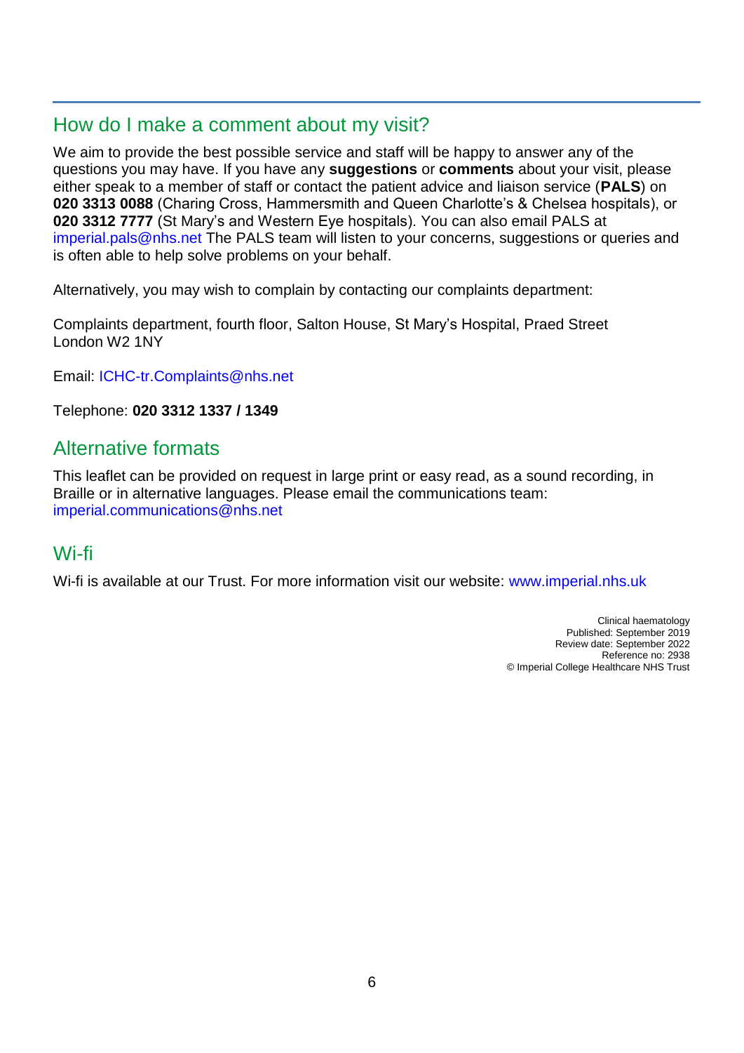## How do I make a comment about my visit?

We aim to provide the best possible service and staff will be happy to answer any of the questions you may have. If you have any **suggestions** or **comments** about your visit, please either speak to a member of staff or contact the patient advice and liaison service (**PALS**) on **020 3313 0088** (Charing Cross, Hammersmith and Queen Charlotte's & Chelsea hospitals), or **020 3312 7777** (St Mary's and Western Eye hospitals). You can also email PALS at imperial.pals@nhs.net The PALS team will listen to your concerns, suggestions or queries and is often able to help solve problems on your behalf.

Alternatively, you may wish to complain by contacting our complaints department:

Complaints department, fourth floor, Salton House, St Mary's Hospital, Praed Street
London W2 1NY

Email: ICHC-tr.Complaints@nhs.net

Telephone: **020 3312 1337 / 1349**

## Alternative formats

This leaflet can be provided on request in large print or easy read, as a sound recording, in Braille or in alternative languages. Please email the communications team: imperial.communications@nhs.net

## Wi-fi

Wi-fi is available at our Trust. For more information visit our website: www.imperial.nhs.uk

Clinical haematology
Published: September 2019
Review date: September 2022
Reference no: 2938
© Imperial College Healthcare NHS Trust